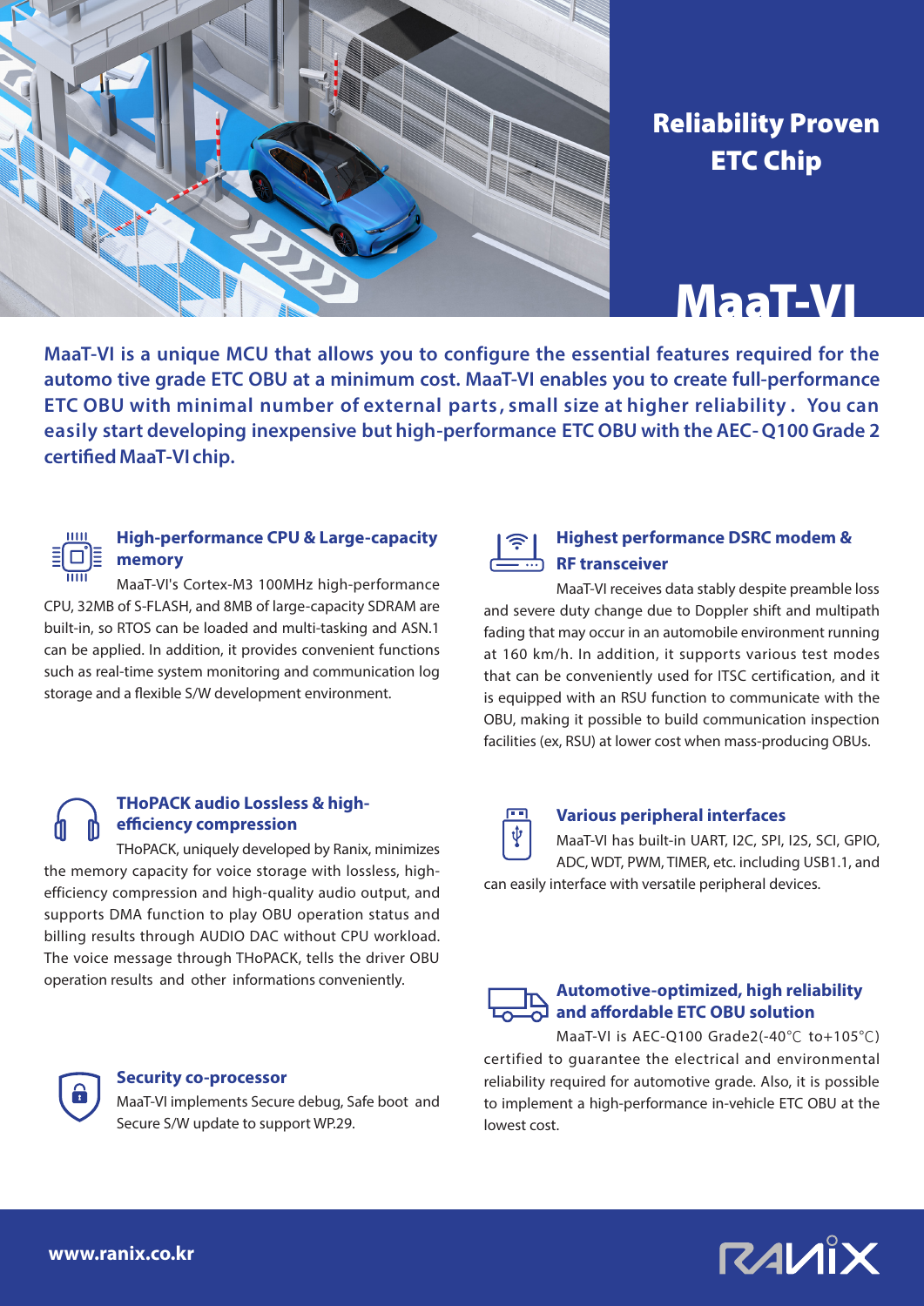# Reliability Proven ETC Chip

# MaaT-VI

**MaaT-VI is a unique MCU that allows you to configure the essential features required for the automo tive grade ETC OBU at a minimum cost. MaaT-VI enables you to create full-performance ETC OBU with minimal number of external parts, small size at higher reliability. You can easily start developing inexpensive but high-performance ETC OBU with the AEC- Q100 Grade 2 certified MaaT-VI chip.**

### High-performance CPU & Large-capacity memory

MaaT-VI's Cortex-M3 100MHz high-performance CPU, 32MB of S-FLASH, and 8MB of large-capacity SDRAM are built-in, so RTOS can be loaded and multi-tasking and ASN.1 can be applied. In addition, it provides convenient functions such as real-time system monitoring and communication log storage and a flexible S/W development environment.

### THoPACK audio Lossless & high-efficiency compression

THoPACK, uniquely developed by Ranix, minimizes the memory capacity for voice storage with lossless, high-efficiency compression and high-quality audio output, and supports DMA function to play OBU operation status and billing results through AUDIO DAC without CPU workload. The voice message through THoPACK, tells the driver OBU operation results and other informations conveniently.

### Security co-processor

MaaT-VI implements Secure debug, Safe boot and Secure S/W update to support WP.29.

### Highest performance DSRC modem & RF transceiver

MaaT-VI receives data stably despite preamble loss and severe duty change due to Doppler shift and multipath fading that may occur in an automobile environment running at 160 km/h. In addition, it supports various test modes that can be conveniently used for ITSC certification, and it is equipped with an RSU function to communicate with the OBU, making it possible to build communication inspection facilities (ex, RSU) at lower cost when mass-producing OBUs.

### Various peripheral interfaces

MaaT-VI has built-in UART, I2C, SPI, I2S, SCI, GPIO, ADC, WDT, PWM, TIMER, etc. including USB1.1, and can easily interface with versatile peripheral devices.

### Automotive-optimized, high reliability and affordable ETC OBU solution

MaaT-VI is AEC-Q100 Grade2(-40℃ to+105℃) certified to guarantee the electrical and environmental reliability required for automotive grade. Also, it is possible to implement a high-performance in-vehicle ETC OBU at the lowest cost.

**www.ranix.co.kr**

RANIX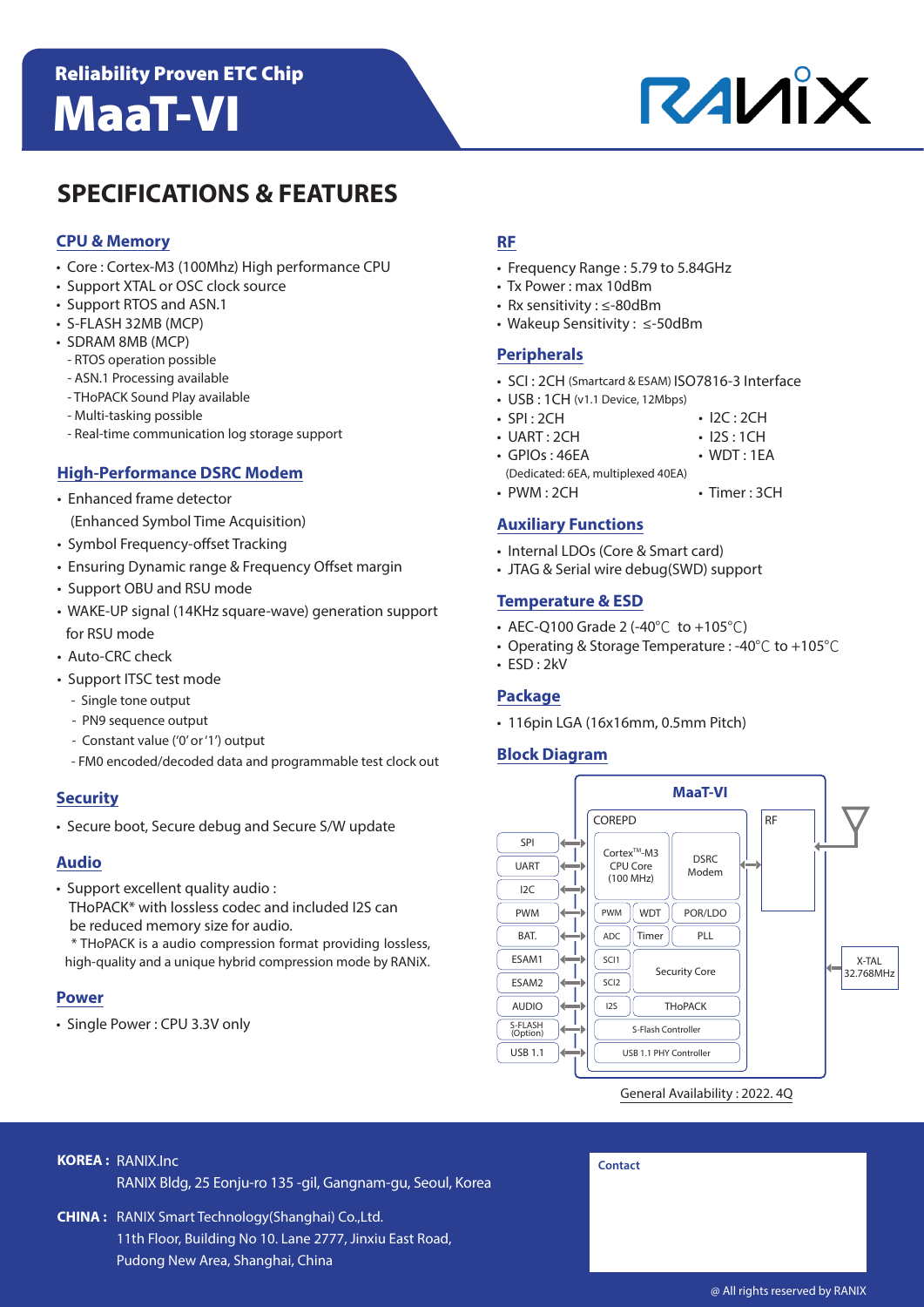Reliability Proven ETC Chip

# MaaT-VI

RANIX

## SPECIFICATIONS & FEATURES

### CPU & Memory

- Core : Cortex-M3 (100Mhz) High performance CPU
- Support XTAL or OSC clock source
- Support RTOS and ASN.1
- S-FLASH 32MB (MCP)
- SDRAM 8MB (MCP)
  - RTOS operation possible
  - ASN.1 Processing available
  - THoPACK Sound Play available
  - Multi-tasking possible
  - Real-time communication log storage support

### High-Performance DSRC Modem

- Enhanced frame detector (Enhanced Symbol Time Acquisition)
- Symbol Frequency-offset Tracking
- Ensuring Dynamic range & Frequency Offset margin
- Support OBU and RSU mode
- WAKE-UP signal (14KHz square-wave) generation support for RSU mode
- Auto-CRC check
- Support ITSC test mode
  - Single tone output
  - PN9 sequence output
  - Constant value ('0' or '1') output
  - FM0 encoded/decoded data and programmable test clock out

### Security

- Secure boot, Secure debug and Secure S/W update

### Audio

- Support excellent quality audio :
  THoPACK* with lossless codec and included I2S can be reduced memory size for audio.
  * THoPACK is a audio compression format providing lossless, high-quality and a unique hybrid compression mode by RANiX.

### Power

- Single Power : CPU 3.3V only

### RF

- Frequency Range : 5.79 to 5.84GHz
- Tx Power : max 10dBm
- Rx sensitivity : ≤-80dBm
- Wakeup Sensitivity : ≤-50dBm

### Peripherals

- SCI : 2CH (Smartcard & ESAM) ISO7816-3 Interface
- USB : 1CH (v1.1 Device, 12Mbps)
- SPI : 2CH
- I2C : 2CH
- UART : 2CH
- I2S : 1CH
- GPIOs : 46EA (Dedicated: 6EA, multiplexed 40EA)
- WDT : 1EA
- PWM : 2CH
- Timer : 3CH

### Auxiliary Functions

- Internal LDOs (Core & Smart card)
- JTAG & Serial wire debug(SWD) support

### Temperature & ESD

- AEC-Q100 Grade 2 (-40℃ to +105℃)
- Operating & Storage Temperature : -40℃ to +105℃
- ESD : 2kV

### Package

- 116pin LGA (16x16mm, 0.5mm Pitch)

### Block Diagram

MaaT-VI
COREPD
RF
SPI
UART
I2C
PWM
BAT.
ESAM1
ESAM2
AUDIO
S-FLASH (Option)
USB 1.1
Cortex™-M3 CPU Core (100 MHz)
DSRC Modem
PWM
WDT
POR/LDO
ADC
Timer
PLL
SCI1
SCI2
Security Core
I2S
THoPACK
S-Flash Controller
USB 1.1 PHY Controller
X-TAL 32.768MHz

General Availability : 2022. 4Q

**KOREA :** RANIX.Inc
RANIX Bldg, 25 Eonju-ro 135 -gil, Gangnam-gu, Seoul, Korea

**CHINA :** RANIX Smart Technology(Shanghai) Co.,Ltd.
11th Floor, Building No 10. Lane 2777, Jinxiu East Road, Pudong New Area, Shanghai, China

**Contact**

@ All rights reserved by RANIX